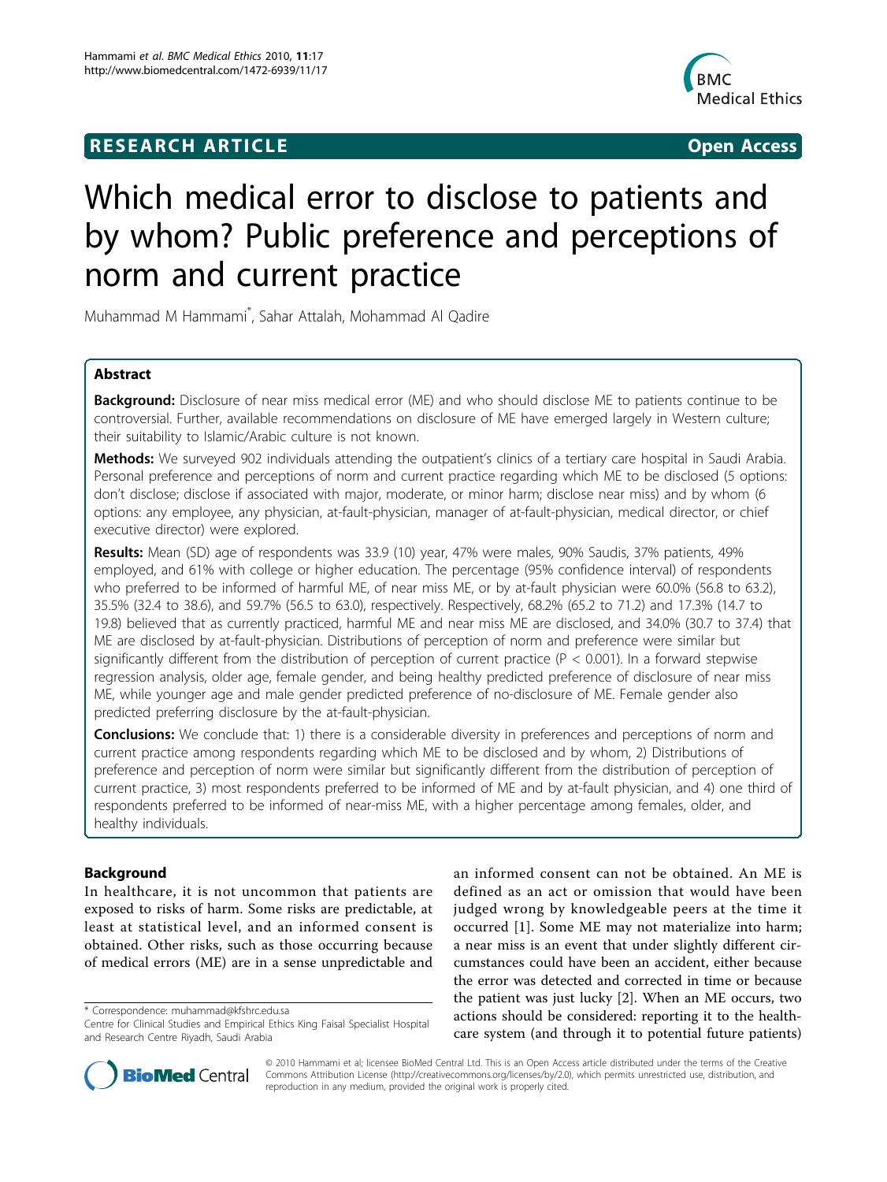**RESEARCH ARTICLE** **Open Access**

# Which medical error to disclose to patients and by whom? Public preference and perceptions of norm and current practice

Muhammad M Hammami*, Sahar Attalah, Mohammad Al Qadire

## Abstract

**Background:** Disclosure of near miss medical error (ME) and who should disclose ME to patients continue to be controversial. Further, available recommendations on disclosure of ME have emerged largely in Western culture; their suitability to Islamic/Arabic culture is not known.

**Methods:** We surveyed 902 individuals attending the outpatient's clinics of a tertiary care hospital in Saudi Arabia. Personal preference and perceptions of norm and current practice regarding which ME to be disclosed (5 options: don't disclose; disclose if associated with major, moderate, or minor harm; disclose near miss) and by whom (6 options: any employee, any physician, at-fault-physician, manager of at-fault-physician, medical director, or chief executive director) were explored.

**Results:** Mean (SD) age of respondents was 33.9 (10) year, 47% were males, 90% Saudis, 37% patients, 49% employed, and 61% with college or higher education. The percentage (95% confidence interval) of respondents who preferred to be informed of harmful ME, of near miss ME, or by at-fault physician were 60.0% (56.8 to 63.2), 35.5% (32.4 to 38.6), and 59.7% (56.5 to 63.0), respectively. Respectively, 68.2% (65.2 to 71.2) and 17.3% (14.7 to 19.8) believed that as currently practiced, harmful ME and near miss ME are disclosed, and 34.0% (30.7 to 37.4) that ME are disclosed by at-fault-physician. Distributions of perception of norm and preference were similar but significantly different from the distribution of perception of current practice ($P < 0.001$). In a forward stepwise regression analysis, older age, female gender, and being healthy predicted preference of disclosure of near miss ME, while younger age and male gender predicted preference of no-disclosure of ME. Female gender also predicted preferring disclosure by the at-fault-physician.

**Conclusions:** We conclude that: 1) there is a considerable diversity in preferences and perceptions of norm and current practice among respondents regarding which ME to be disclosed and by whom, 2) Distributions of preference and perception of norm were similar but significantly different from the distribution of perception of current practice, 3) most respondents preferred to be informed of ME and by at-fault physician, and 4) one third of respondents preferred to be informed of near-miss ME, with a higher percentage among females, older, and healthy individuals.

## Background

In healthcare, it is not uncommon that patients are exposed to risks of harm. Some risks are predictable, at least at statistical level, and an informed consent is obtained. Other risks, such as those occurring because of medical errors (ME) are in a sense unpredictable and an informed consent can not be obtained. An ME is defined as an act or omission that would have been judged wrong by knowledgeable peers at the time it occurred [1]. Some ME may not materialize into harm; a near miss is an event that under slightly different circumstances could have been an accident, either because the error was detected and corrected in time or because the patient was just lucky [2]. When an ME occurs, two actions should be considered: reporting it to the healthcare system (and through it to potential future patients)

* Correspondence: muhammad@kfshrc.edu.sa
Centre for Clinical Studies and Empirical Ethics King Faisal Specialist Hospital and Research Centre Riyadh, Saudi Arabia

© 2010 Hammami et al; licensee BioMed Central Ltd. This is an Open Access article distributed under the terms of the Creative Commons Attribution License (http://creativecommons.org/licenses/by/2.0), which permits unrestricted use, distribution, and reproduction in any medium, provided the original work is properly cited.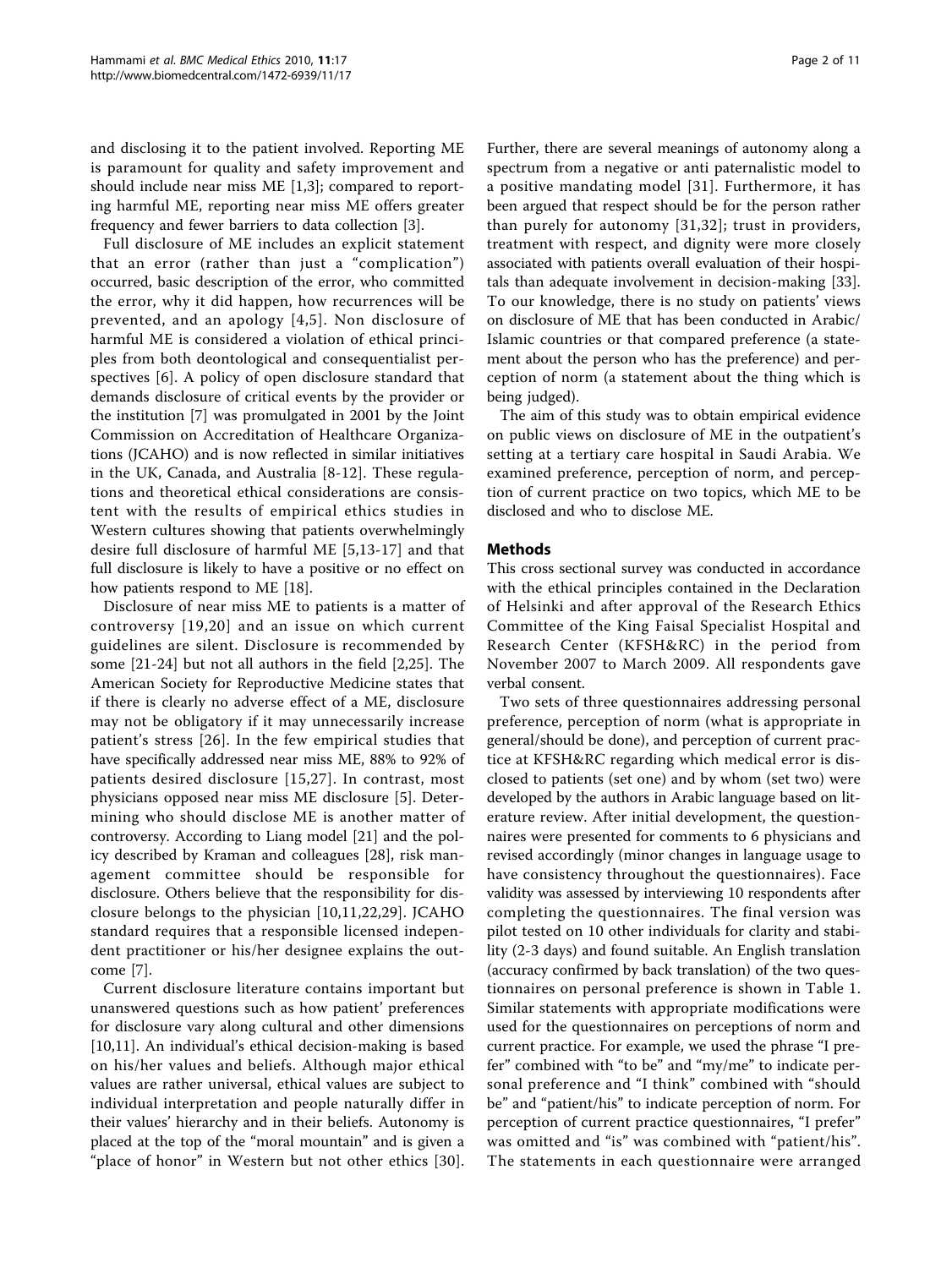and disclosing it to the patient involved. Reporting ME is paramount for quality and safety improvement and should include near miss ME [1,3]; compared to reporting harmful ME, reporting near miss ME offers greater frequency and fewer barriers to data collection [3].

Full disclosure of ME includes an explicit statement that an error (rather than just a "complication") occurred, basic description of the error, who committed the error, why it did happen, how recurrences will be prevented, and an apology [4,5]. Non disclosure of harmful ME is considered a violation of ethical principles from both deontological and consequentialist perspectives [6]. A policy of open disclosure standard that demands disclosure of critical events by the provider or the institution [7] was promulgated in 2001 by the Joint Commission on Accreditation of Healthcare Organizations (JCAHO) and is now reflected in similar initiatives in the UK, Canada, and Australia [8-12]. These regulations and theoretical ethical considerations are consistent with the results of empirical ethics studies in Western cultures showing that patients overwhelmingly desire full disclosure of harmful ME [5,13-17] and that full disclosure is likely to have a positive or no effect on how patients respond to ME [18].

Disclosure of near miss ME to patients is a matter of controversy [19,20] and an issue on which current guidelines are silent. Disclosure is recommended by some [21-24] but not all authors in the field [2,25]. The American Society for Reproductive Medicine states that if there is clearly no adverse effect of a ME, disclosure may not be obligatory if it may unnecessarily increase patient's stress [26]. In the few empirical studies that have specifically addressed near miss ME, 88% to 92% of patients desired disclosure [15,27]. In contrast, most physicians opposed near miss ME disclosure [5]. Determining who should disclose ME is another matter of controversy. According to Liang model [21] and the policy described by Kraman and colleagues [28], risk management committee should be responsible for disclosure. Others believe that the responsibility for disclosure belongs to the physician [10,11,22,29]. JCAHO standard requires that a responsible licensed independent practitioner or his/her designee explains the outcome [7].

Current disclosure literature contains important but unanswered questions such as how patient' preferences for disclosure vary along cultural and other dimensions [10,11]. An individual's ethical decision-making is based on his/her values and beliefs. Although major ethical values are rather universal, ethical values are subject to individual interpretation and people naturally differ in their values' hierarchy and in their beliefs. Autonomy is placed at the top of the "moral mountain" and is given a "place of honor" in Western but not other ethics [30]. Further, there are several meanings of autonomy along a spectrum from a negative or anti paternalistic model to a positive mandating model [31]. Furthermore, it has been argued that respect should be for the person rather than purely for autonomy [31,32]; trust in providers, treatment with respect, and dignity were more closely associated with patients overall evaluation of their hospitals than adequate involvement in decision-making [33]. To our knowledge, there is no study on patients' views on disclosure of ME that has been conducted in Arabic/Islamic countries or that compared preference (a statement about the person who has the preference) and perception of norm (a statement about the thing which is being judged).

The aim of this study was to obtain empirical evidence on public views on disclosure of ME in the outpatient's setting at a tertiary care hospital in Saudi Arabia. We examined preference, perception of norm, and perception of current practice on two topics, which ME to be disclosed and who to disclose ME.

## Methods

This cross sectional survey was conducted in accordance with the ethical principles contained in the Declaration of Helsinki and after approval of the Research Ethics Committee of the King Faisal Specialist Hospital and Research Center (KFSH&RC) in the period from November 2007 to March 2009. All respondents gave verbal consent.

Two sets of three questionnaires addressing personal preference, perception of norm (what is appropriate in general/should be done), and perception of current practice at KFSH&RC regarding which medical error is disclosed to patients (set one) and by whom (set two) were developed by the authors in Arabic language based on literature review. After initial development, the questionnaires were presented for comments to 6 physicians and revised accordingly (minor changes in language usage to have consistency throughout the questionnaires). Face validity was assessed by interviewing 10 respondents after completing the questionnaires. The final version was pilot tested on 10 other individuals for clarity and stability (2-3 days) and found suitable. An English translation (accuracy confirmed by back translation) of the two questionnaires on personal preference is shown in Table 1. Similar statements with appropriate modifications were used for the questionnaires on perceptions of norm and current practice. For example, we used the phrase "I prefer" combined with "to be" and "my/me" to indicate personal preference and "I think" combined with "should be" and "patient/his" to indicate perception of norm. For perception of current practice questionnaires, "I prefer" was omitted and "is" was combined with "patient/his". The statements in each questionnaire were arranged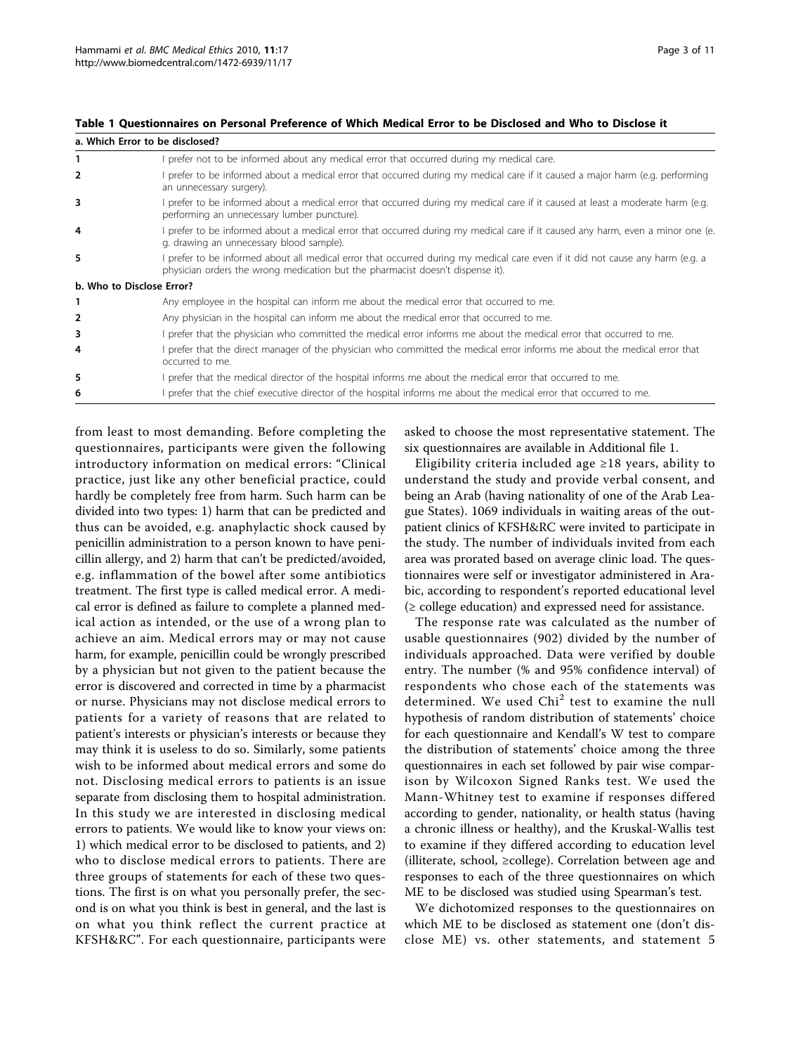**Table 1 Questionnaires on Personal Preference of Which Medical Error to be Disclosed and Who to Disclose it**

| a. Which Error to be disclosed? | |
|---|---|
| 1 | I prefer not to be informed about any medical error that occurred during my medical care. |
| 2 | I prefer to be informed about a medical error that occurred during my medical care if it caused a major harm (e.g. performing an unnecessary surgery). |
| 3 | I prefer to be informed about a medical error that occurred during my medical care if it caused at least a moderate harm (e.g. performing an unnecessary lumber puncture). |
| 4 | I prefer to be informed about a medical error that occurred during my medical care if it caused any harm, even a minor one (e.g. drawing an unnecessary blood sample). |
| 5 | I prefer to be informed about all medical error that occurred during my medical care even if it did not cause any harm (e.g. a physician orders the wrong medication but the pharmacist doesn't dispense it). |
| **b. Who to Disclose Error?** | |
| 1 | Any employee in the hospital can inform me about the medical error that occurred to me. |
| 2 | Any physician in the hospital can inform me about the medical error that occurred to me. |
| 3 | I prefer that the physician who committed the medical error informs me about the medical error that occurred to me. |
| 4 | I prefer that the direct manager of the physician who committed the medical error informs me about the medical error that occurred to me. |
| 5 | I prefer that the medical director of the hospital informs me about the medical error that occurred to me. |
| 6 | I prefer that the chief executive director of the hospital informs me about the medical error that occurred to me. |

from least to most demanding. Before completing the questionnaires, participants were given the following introductory information on medical errors: "Clinical practice, just like any other beneficial practice, could hardly be completely free from harm. Such harm can be divided into two types: 1) harm that can be predicted and thus can be avoided, e.g. anaphylactic shock caused by penicillin administration to a person known to have penicillin allergy, and 2) harm that can't be predicted/avoided, e.g. inflammation of the bowel after some antibiotics treatment. The first type is called medical error. A medical error is defined as failure to complete a planned medical action as intended, or the use of a wrong plan to achieve an aim. Medical errors may or may not cause harm, for example, penicillin could be wrongly prescribed by a physician but not given to the patient because the error is discovered and corrected in time by a pharmacist or nurse. Physicians may not disclose medical errors to patients for a variety of reasons that are related to patient's interests or physician's interests or because they may think it is useless to do so. Similarly, some patients wish to be informed about medical errors and some do not. Disclosing medical errors to patients is an issue separate from disclosing them to hospital administration. In this study we are interested in disclosing medical errors to patients. We would like to know your views on: 1) which medical error to be disclosed to patients, and 2) who to disclose medical errors to patients. There are three groups of statements for each of these two questions. The first is on what you personally prefer, the second is on what you think is best in general, and the last is on what you think reflect the current practice at KFSH&RC". For each questionnaire, participants were asked to choose the most representative statement. The six questionnaires are available in Additional file 1.

Eligibility criteria included age ≥18 years, ability to understand the study and provide verbal consent, and being an Arab (having nationality of one of the Arab League States). 1069 individuals in waiting areas of the outpatient clinics of KFSH&RC were invited to participate in the study. The number of individuals invited from each area was prorated based on average clinic load. The questionnaires were self or investigator administered in Arabic, according to respondent's reported educational level (≥ college education) and expressed need for assistance.

The response rate was calculated as the number of usable questionnaires (902) divided by the number of individuals approached. Data were verified by double entry. The number (% and 95% confidence interval) of respondents who chose each of the statements was determined. We used $Chi^2$ test to examine the null hypothesis of random distribution of statements' choice for each questionnaire and Kendall's W test to compare the distribution of statements' choice among the three questionnaires in each set followed by pair wise comparison by Wilcoxon Signed Ranks test. We used the Mann-Whitney test to examine if responses differed according to gender, nationality, or health status (having a chronic illness or healthy), and the Kruskal-Wallis test to examine if they differed according to education level (illiterate, school, ≥college). Correlation between age and responses to each of the three questionnaires on which ME to be disclosed was studied using Spearman's test.

We dichotomized responses to the questionnaires on which ME to be disclosed as statement one (don't disclose ME) vs. other statements, and statement 5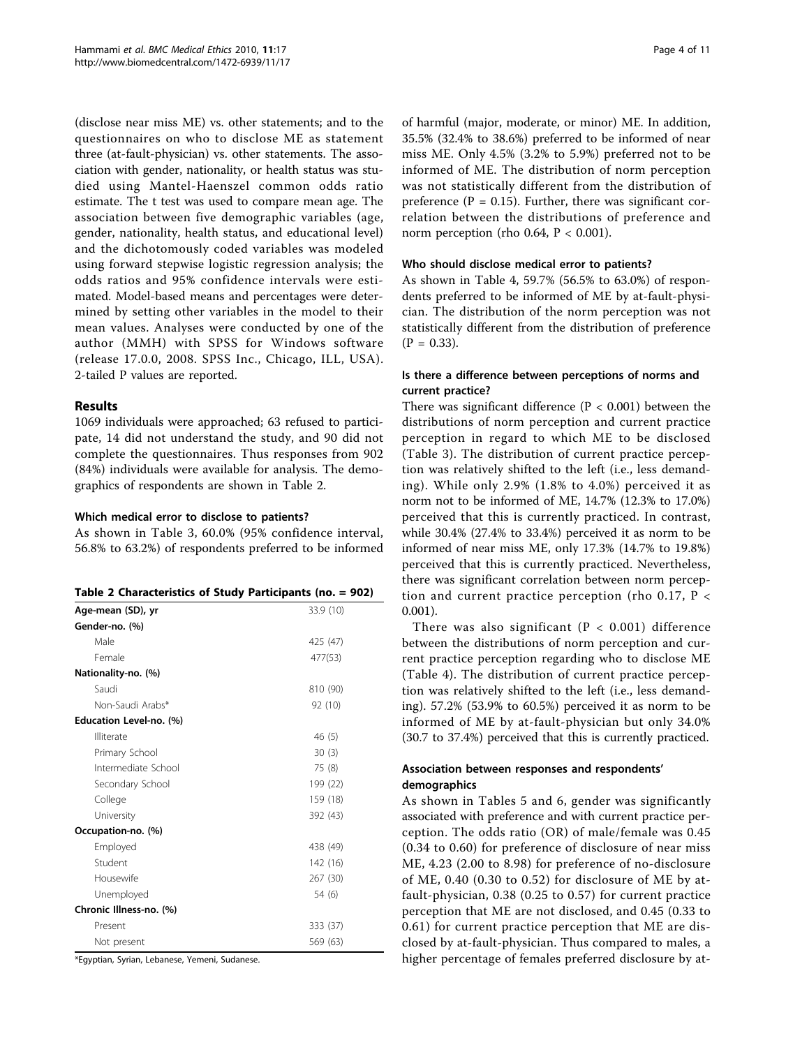(disclose near miss ME) vs. other statements; and to the questionnaires on who to disclose ME as statement three (at-fault-physician) vs. other statements. The association with gender, nationality, or health status was studied using Mantel-Haenszel common odds ratio estimate. The t test was used to compare mean age. The association between five demographic variables (age, gender, nationality, health status, and educational level) and the dichotomously coded variables was modeled using forward stepwise logistic regression analysis; the odds ratios and 95% confidence intervals were estimated. Model-based means and percentages were determined by setting other variables in the model to their mean values. Analyses were conducted by one of the author (MMH) with SPSS for Windows software (release 17.0.0, 2008. SPSS Inc., Chicago, ILL, USA). 2-tailed P values are reported.

## Results

1069 individuals were approached; 63 refused to participate, 14 did not understand the study, and 90 did not complete the questionnaires. Thus responses from 902 (84%) individuals were available for analysis. The demographics of respondents are shown in Table 2.

### Which medical error to disclose to patients?

As shown in Table 3, 60.0% (95% confidence interval, 56.8% to 63.2%) of respondents preferred to be informed of harmful (major, moderate, or minor) ME. In addition, 35.5% (32.4% to 38.6%) preferred to be informed of near miss ME. Only 4.5% (3.2% to 5.9%) preferred not to be informed of ME. The distribution of norm perception was not statistically different from the distribution of preference (P = 0.15). Further, there was significant correlation between the distributions of preference and norm perception (rho 0.64, P < 0.001).

**Table 2 Characteristics of Study Participants (no. = 902)**

| | |
|---|---|
| **Age-mean (SD), yr** | 33.9 (10) |
| **Gender-no. (%)** | |
| Male | 425 (47) |
| Female | 477(53) |
| **Nationality-no. (%)** | |
| Saudi | 810 (90) |
| Non-Saudi Arabs* | 92 (10) |
| **Education Level-no. (%)** | |
| Illiterate | 46 (5) |
| Primary School | 30 (3) |
| Intermediate School | 75 (8) |
| Secondary School | 199 (22) |
| College | 159 (18) |
| University | 392 (43) |
| **Occupation-no. (%)** | |
| Employed | 438 (49) |
| Student | 142 (16) |
| Housewife | 267 (30) |
| Unemployed | 54 (6) |
| **Chronic Illness-no. (%)** | |
| Present | 333 (37) |
| Not present | 569 (63) |

*Egyptian, Syrian, Lebanese, Yemeni, Sudanese.

### Who should disclose medical error to patients?

As shown in Table 4, 59.7% (56.5% to 63.0%) of respondents preferred to be informed of ME by at-fault-physician. The distribution of the norm perception was not statistically different from the distribution of preference (P = 0.33).

### Is there a difference between perceptions of norms and current practice?

There was significant difference (P < 0.001) between the distributions of norm perception and current practice perception in regard to which ME to be disclosed (Table 3). The distribution of current practice perception was relatively shifted to the left (i.e., less demanding). While only 2.9% (1.8% to 4.0%) perceived it as norm not to be informed of ME, 14.7% (12.3% to 17.0%) perceived that this is currently practiced. In contrast, while 30.4% (27.4% to 33.4%) perceived it as norm to be informed of near miss ME, only 17.3% (14.7% to 19.8%) perceived that this is currently practiced. Nevertheless, there was significant correlation between norm perception and current practice perception (rho 0.17, P < 0.001).

There was also significant (P < 0.001) difference between the distributions of norm perception and current practice perception regarding who to disclose ME (Table 4). The distribution of current practice perception was relatively shifted to the left (i.e., less demanding). 57.2% (53.9% to 60.5%) perceived it as norm to be informed of ME by at-fault-physician but only 34.0% (30.7 to 37.4%) perceived that this is currently practiced.

### Association between responses and respondents' demographics

As shown in Tables 5 and 6, gender was significantly associated with preference and with current practice perception. The odds ratio (OR) of male/female was 0.45 (0.34 to 0.60) for preference of disclosure of near miss ME, 4.23 (2.00 to 8.98) for preference of no-disclosure of ME, 0.40 (0.30 to 0.52) for disclosure of ME by at-fault-physician, 0.38 (0.25 to 0.57) for current practice perception that ME are not disclosed, and 0.45 (0.33 to 0.61) for current practice perception that ME are disclosed by at-fault-physician. Thus compared to males, a higher percentage of females preferred disclosure by at-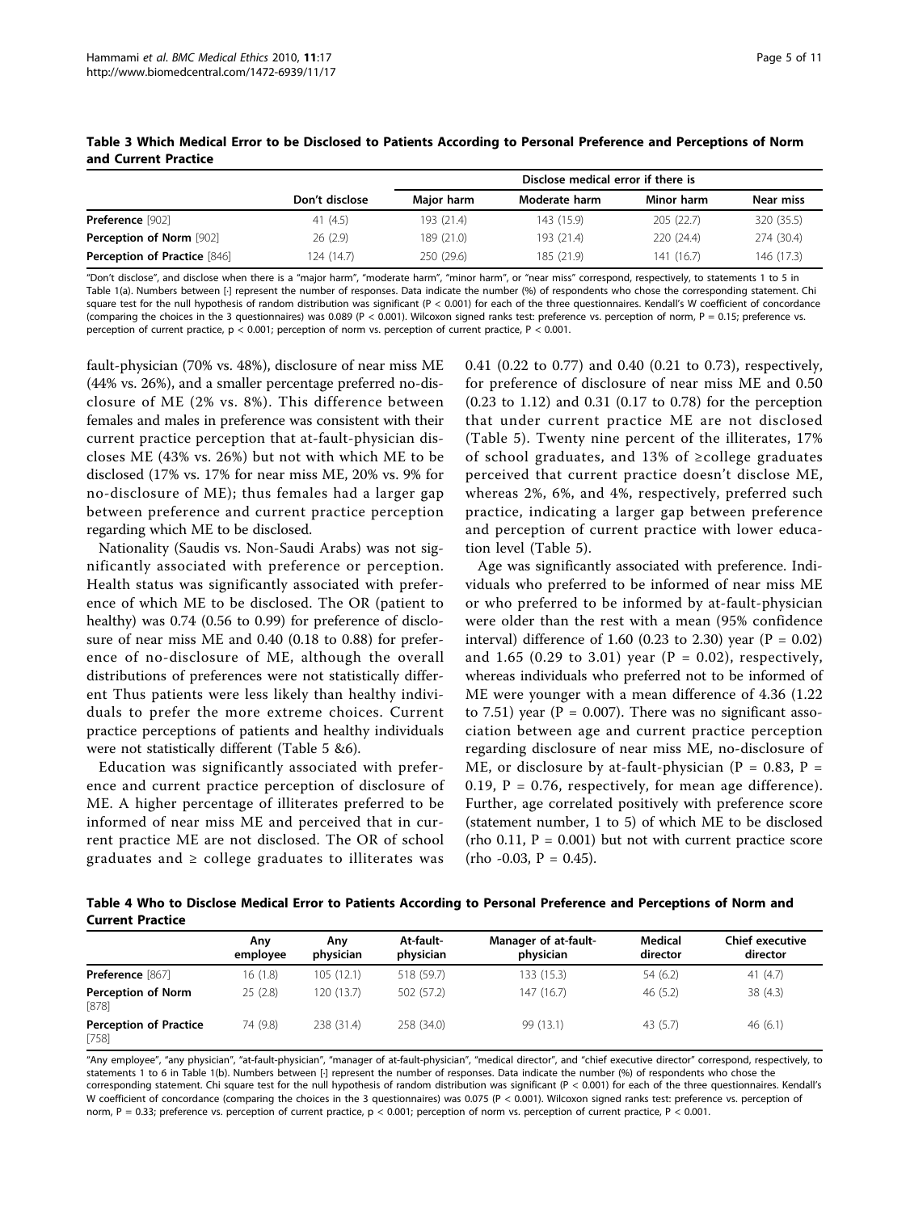**Table 3 Which Medical Error to be Disclosed to Patients According to Personal Preference and Perceptions of Norm and Current Practice**

| | Don't disclose | Disclose medical error if there is | | | |
|---|---|---|---|---|---|
| | | Major harm | Moderate harm | Minor harm | Near miss |
| **Preference** [902] | 41 (4.5) | 193 (21.4) | 143 (15.9) | 205 (22.7) | 320 (35.5) |
| **Perception of Norm** [902] | 26 (2.9) | 189 (21.0) | 193 (21.4) | 220 (24.4) | 274 (30.4) |
| **Perception of Practice** [846] | 124 (14.7) | 250 (29.6) | 185 (21.9) | 141 (16.7) | 146 (17.3) |

"Don't disclose", and disclose when there is a "major harm", "moderate harm", "minor harm", or "near miss" correspond, respectively, to statements 1 to 5 in Table 1(a). Numbers between [·] represent the number of responses. Data indicate the number (%) of respondents who chose the corresponding statement. Chi square test for the null hypothesis of random distribution was significant (P < 0.001) for each of the three questionnaires. Kendall's W coefficient of concordance (comparing the choices in the 3 questionnaires) was 0.089 (P < 0.001). Wilcoxon signed ranks test: preference vs. perception of norm, P = 0.15; preference vs. perception of current practice, p < 0.001; perception of norm vs. perception of current practice, P < 0.001.

fault-physician (70% vs. 48%), disclosure of near miss ME (44% vs. 26%), and a smaller percentage preferred no-disclosure of ME (2% vs. 8%). This difference between females and males in preference was consistent with their current practice perception that at-fault-physician discloses ME (43% vs. 26%) but not with which ME to be disclosed (17% vs. 17% for near miss ME, 20% vs. 9% for no-disclosure of ME); thus females had a larger gap between preference and current practice perception regarding which ME to be disclosed.

Nationality (Saudis vs. Non-Saudi Arabs) was not significantly associated with preference or perception. Health status was significantly associated with preference of which ME to be disclosed. The OR (patient to healthy) was 0.74 (0.56 to 0.99) for preference of disclosure of near miss ME and 0.40 (0.18 to 0.88) for preference of no-disclosure of ME, although the overall distributions of preferences were not statistically different Thus patients were less likely than healthy individuals to prefer the more extreme choices. Current practice perceptions of patients and healthy individuals were not statistically different (Table 5 &6).

Education was significantly associated with preference and current practice perception of disclosure of ME. A higher percentage of illiterates preferred to be informed of near miss ME and perceived that in current practice ME are not disclosed. The OR of school graduates and ≥ college graduates to illiterates was 0.41 (0.22 to 0.77) and 0.40 (0.21 to 0.73), respectively, for preference of disclosure of near miss ME and 0.50 (0.23 to 1.12) and 0.31 (0.17 to 0.78) for the perception that under current practice ME are not disclosed (Table 5). Twenty nine percent of the illiterates, 17% of school graduates, and 13% of ≥college graduates perceived that current practice doesn't disclose ME, whereas 2%, 6%, and 4%, respectively, preferred such practice, indicating a larger gap between preference and perception of current practice with lower education level (Table 5).

Age was significantly associated with preference. Individuals who preferred to be informed of near miss ME or who preferred to be informed by at-fault-physician were older than the rest with a mean (95% confidence interval) difference of 1.60 (0.23 to 2.30) year (P = 0.02) and 1.65 (0.29 to 3.01) year (P = 0.02), respectively, whereas individuals who preferred not to be informed of ME were younger with a mean difference of 4.36 (1.22 to 7.51) year (P = 0.007). There was no significant association between age and current practice perception regarding disclosure of near miss ME, no-disclosure of ME, or disclosure by at-fault-physician (P = 0.83, P = 0.19, P = 0.76, respectively, for mean age difference). Further, age correlated positively with preference score (statement number, 1 to 5) of which ME to be disclosed (rho 0.11, P = 0.001) but not with current practice score (rho -0.03, P = 0.45).

**Table 4 Who to Disclose Medical Error to Patients According to Personal Preference and Perceptions of Norm and Current Practice**

| | Any employee | Any physician | At-fault-physician | Manager of at-fault-physician | Medical director | Chief executive director |
|---|---|---|---|---|---|---|
| **Preference** [867] | 16 (1.8) | 105 (12.1) | 518 (59.7) | 133 (15.3) | 54 (6.2) | 41 (4.7) |
| **Perception of Norm** [878] | 25 (2.8) | 120 (13.7) | 502 (57.2) | 147 (16.7) | 46 (5.2) | 38 (4.3) |
| **Perception of Practice** [758] | 74 (9.8) | 238 (31.4) | 258 (34.0) | 99 (13.1) | 43 (5.7) | 46 (6.1) |

"Any employee", "any physician", "at-fault-physician", "manager of at-fault-physician", "medical director", and "chief executive director" correspond, respectively, to statements 1 to 6 in Table 1(b). Numbers between [·] represent the number of responses. Data indicate the number (%) of respondents who chose the corresponding statement. Chi square test for the null hypothesis of random distribution was significant (P < 0.001) for each of the three questionnaires. Kendall's W coefficient of concordance (comparing the choices in the 3 questionnaires) was 0.075 (P < 0.001). Wilcoxon signed ranks test: preference vs. perception of norm, P = 0.33; preference vs. perception of current practice, p < 0.001; perception of norm vs. perception of current practice, P < 0.001.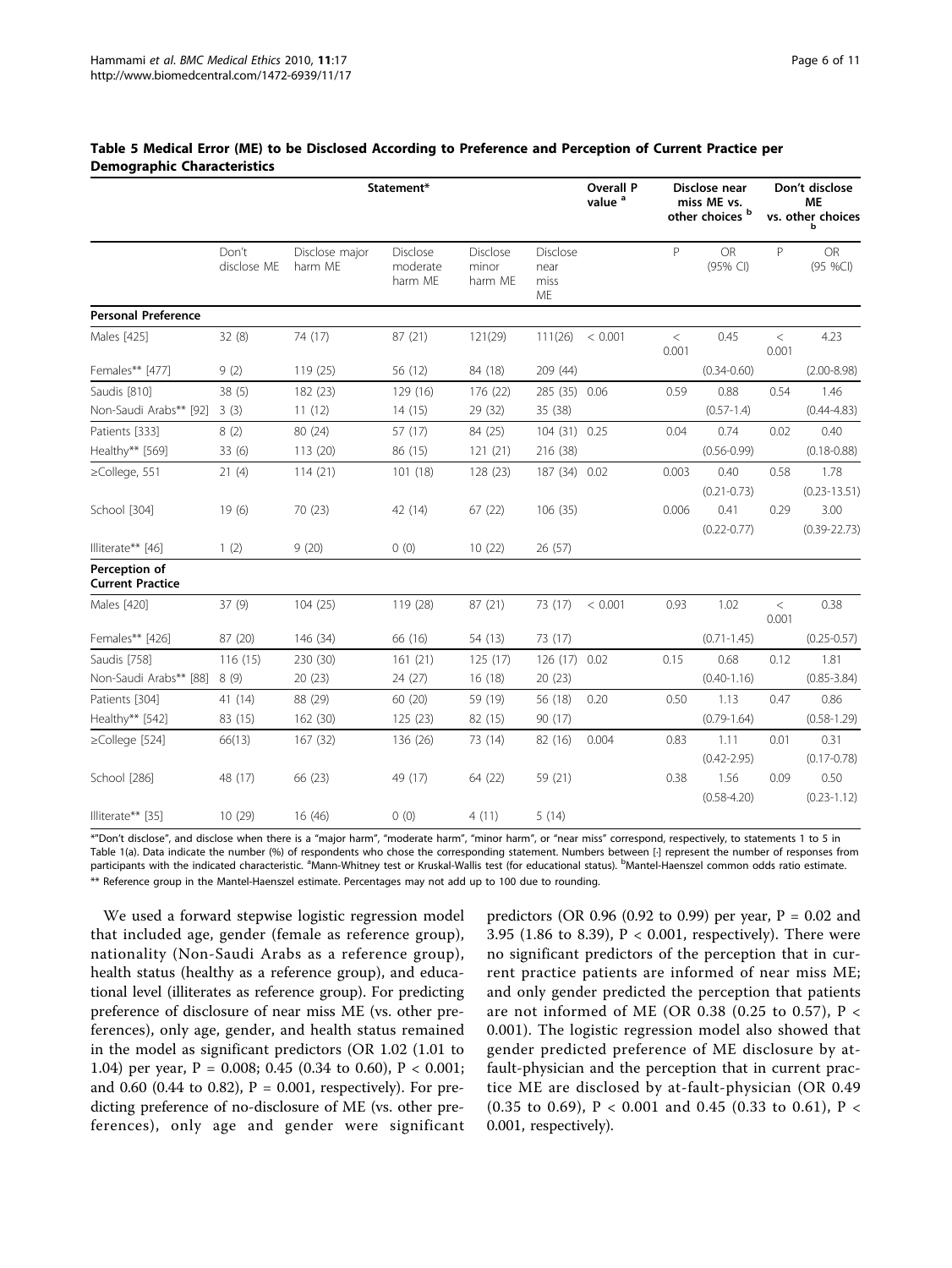**Table 5 Medical Error (ME) to be Disclosed According to Preference and Perception of Current Practice per Demographic Characteristics**

| | Statement* | | | | | Overall P value [a] | Disclose near miss ME vs. other choices [b] | | Don't disclose ME vs. other choices [b] | |
|---|---|---|---|---|---|---|---|---|---|---|
| | Don't disclose ME | Disclose major harm ME | Disclose moderate harm ME | Disclose minor harm ME | Disclose near miss ME | | P | OR (95% CI) | P | OR (95 %CI) |
| **Personal Preference** | | | | | | | | | | |
| Males [425] | 32 (8) | 74 (17) | 87 (21) | 121(29) | 111(26) | < 0.001 | < 0.001 | 0.45 | < 0.001 | 4.23 |
| Females** [477] | 9 (2) | 119 (25) | 56 (12) | 84 (18) | 209 (44) | | | (0.34-0.60) | | (2.00-8.98) |
| Saudis [810] | 38 (5) | 182 (23) | 129 (16) | 176 (22) | 285 (35) | 0.06 | 0.59 | 0.88 | 0.54 | 1.46 |
| Non-Saudi Arabs** [92] | 3 (3) | 11 (12) | 14 (15) | 29 (32) | 35 (38) | | | (0.57-1.4) | | (0.44-4.83) |
| Patients [333] | 8 (2) | 80 (24) | 57 (17) | 84 (25) | 104 (31) | 0.25 | 0.04 | 0.74 | 0.02 | 0.40 |
| Healthy** [569] | 33 (6) | 113 (20) | 86 (15) | 121 (21) | 216 (38) | | | (0.56-0.99) | | (0.18-0.88) |
| ≥College, 551 | 21 (4) | 114 (21) | 101 (18) | 128 (23) | 187 (34) | 0.02 | 0.003 | 0.40 (0.21-0.73) | 0.58 | 1.78 (0.23-13.51) |
| School [304] | 19 (6) | 70 (23) | 42 (14) | 67 (22) | 106 (35) | | 0.006 | 0.41 (0.22-0.77) | 0.29 | 3.00 (0.39-22.73) |
| Illiterate** [46] | 1 (2) | 9 (20) | 0 (0) | 10 (22) | 26 (57) | | | | | |
| **Perception of Current Practice** | | | | | | | | | | |
| Males [420] | 37 (9) | 104 (25) | 119 (28) | 87 (21) | 73 (17) | < 0.001 | 0.93 | 1.02 | < 0.001 | 0.38 |
| Females** [426] | 87 (20) | 146 (34) | 66 (16) | 54 (13) | 73 (17) | | | (0.71-1.45) | | (0.25-0.57) |
| Saudis [758] | 116 (15) | 230 (30) | 161 (21) | 125 (17) | 126 (17) | 0.02 | 0.15 | 0.68 | 0.12 | 1.81 |
| Non-Saudi Arabs** [88] | 8 (9) | 20 (23) | 24 (27) | 16 (18) | 20 (23) | | | (0.40-1.16) | | (0.85-3.84) |
| Patients [304] | 41 (14) | 88 (29) | 60 (20) | 59 (19) | 56 (18) | 0.20 | 0.50 | 1.13 | 0.47 | 0.86 |
| Healthy** [542] | 83 (15) | 162 (30) | 125 (23) | 82 (15) | 90 (17) | | | (0.79-1.64) | | (0.58-1.29) |
| ≥College [524] | 66(13) | 167 (32) | 136 (26) | 73 (14) | 82 (16) | 0.004 | 0.83 | 1.11 (0.42-2.95) | 0.01 | 0.31 (0.17-0.78) |
| School [286] | 48 (17) | 66 (23) | 49 (17) | 64 (22) | 59 (21) | | 0.38 | 1.56 (0.58-4.20) | 0.09 | 0.50 (0.23-1.12) |
| Illiterate** [35] | 10 (29) | 16 (46) | 0 (0) | 4 (11) | 5 (14) | | | | | |

*"Don't disclose", and disclose when there is a "major harm", "moderate harm", "minor harm", or "near miss" correspond, respectively, to statements 1 to 5 in Table 1(a). Data indicate the number (%) of respondents who chose the corresponding statement. Numbers between [-] represent the number of responses from participants with the indicated characteristic. [a]Mann-Whitney test or Kruskal-Wallis test (for educational status). [b]Mantel-Haenszel common odds ratio estimate.
** Reference group in the Mantel-Haenszel estimate. Percentages may not add up to 100 due to rounding.

We used a forward stepwise logistic regression model that included age, gender (female as reference group), nationality (Non-Saudi Arabs as a reference group), health status (healthy as a reference group), and educational level (illiterates as reference group). For predicting preference of disclosure of near miss ME (vs. other preferences), only age, gender, and health status remained in the model as significant predictors (OR 1.02 (1.01 to 1.04) per year, P = 0.008; 0.45 (0.34 to 0.60), P < 0.001; and 0.60 (0.44 to 0.82), P = 0.001, respectively). For predicting preference of no-disclosure of ME (vs. other preferences), only age and gender were significant predictors (OR 0.96 (0.92 to 0.99) per year, P = 0.02 and 3.95 (1.86 to 8.39), P < 0.001, respectively). There were no significant predictors of the perception that in current practice patients are informed of near miss ME; and only gender predicted the perception that patients are not informed of ME (OR 0.38 (0.25 to 0.57), P < 0.001). The logistic regression model also showed that gender predicted preference of ME disclosure by at-fault-physician and the perception that in current practice ME are disclosed by at-fault-physician (OR 0.49 (0.35 to 0.69), P < 0.001 and 0.45 (0.33 to 0.61), P < 0.001, respectively).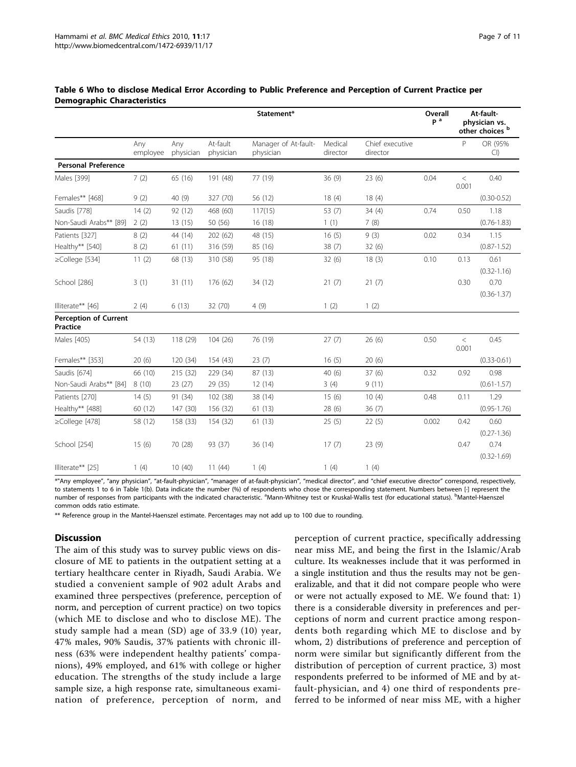**Table 6 Who to disclose Medical Error According to Public Preference and Perception of Current Practice per Demographic Characteristics**

| | Statement* | | | | | | Overall P [a] | At-fault-physician vs. other choices [b] | |
|---|---|---|---|---|---|---|---|---|---|
| | Any employee | Any physician | At-fault physician | Manager of At-fault-physician | Medical director | Chief executive director | | P | OR (95% CI) |
| **Personal Preference** | | | | | | | | | |
| Males [399] | 7 (2) | 65 (16) | 191 (48) | 77 (19) | 36 (9) | 23 (6) | 0.04 | < 0.001 | 0.40 |
| Females** [468] | 9 (2) | 40 (9) | 327 (70) | 56 (12) | 18 (4) | 18 (4) | | | (0.30-0.52) |
| Saudis [778] | 14 (2) | 92 (12) | 468 (60) | 117(15) | 53 (7) | 34 (4) | 0.74 | 0.50 | 1.18 |
| Non-Saudi Arabs** [89] | 2 (2) | 13 (15) | 50 (56) | 16 (18) | 1 (1) | 7 (8) | | | (0.76-1.83) |
| Patients [327] | 8 (2) | 44 (14) | 202 (62) | 48 (15) | 16 (5) | 9 (3) | 0.02 | 0.34 | 1.15 |
| Healthy** [540] | 8 (2) | 61 (11) | 316 (59) | 85 (16) | 38 (7) | 32 (6) | | | (0.87-1.52) |
| ≥College [534] | 11 (2) | 68 (13) | 310 (58) | 95 (18) | 32 (6) | 18 (3) | 0.10 | 0.13 | 0.61 (0.32-1.16) |
| School [286] | 3 (1) | 31 (11) | 176 (62) | 34 (12) | 21 (7) | 21 (7) | | 0.30 | 0.70 (0.36-1.37) |
| Illiterate** [46] | 2 (4) | 6 (13) | 32 (70) | 4 (9) | 1 (2) | 1 (2) | | | |
| **Perception of Current Practice** | | | | | | | | | |
| Males [405] | 54 (13) | 118 (29) | 104 (26) | 76 (19) | 27 (7) | 26 (6) | 0.50 | < 0.001 | 0.45 |
| Females** [353] | 20 (6) | 120 (34) | 154 (43) | 23 (7) | 16 (5) | 20 (6) | | | (0.33-0.61) |
| Saudis [674] | 66 (10) | 215 (32) | 229 (34) | 87 (13) | 40 (6) | 37 (6) | 0.32 | 0.92 | 0.98 |
| Non-Saudi Arabs** [84] | 8 (10) | 23 (27) | 29 (35) | 12 (14) | 3 (4) | 9 (11) | | | (0.61-1.57) |
| Patients [270] | 14 (5) | 91 (34) | 102 (38) | 38 (14) | 15 (6) | 10 (4) | 0.48 | 0.11 | 1.29 |
| Healthy** [488] | 60 (12) | 147 (30) | 156 (32) | 61 (13) | 28 (6) | 36 (7) | | | (0.95-1.76) |
| ≥College [478] | 58 (12) | 158 (33) | 154 (32) | 61 (13) | 25 (5) | 22 (5) | 0.002 | 0.42 | 0.60 (0.27-1.36) |
| School [254] | 15 (6) | 70 (28) | 93 (37) | 36 (14) | 17 (7) | 23 (9) | | 0.47 | 0.74 (0.32-1.69) |
| Illiterate** [25] | 1 (4) | 10 (40) | 11 (44) | 1 (4) | 1 (4) | 1 (4) | | | |

*"Any employee", "any physician", "at-fault-physician", "manager of at-fault-physician", "medical director", and "chief executive director" correspond, respectively, to statements 1 to 6 in Table 1(b). Data indicate the number (%) of respondents who chose the corresponding statement. Numbers between [·] represent the number of responses from participants with the indicated characteristic. [a]Mann-Whitney test or Kruskal-Wallis test (for educational status). [b]Mantel-Haenszel common odds ratio estimate.

** Reference group in the Mantel-Haenszel estimate. Percentages may not add up to 100 due to rounding.

## Discussion

The aim of this study was to survey public views on disclosure of ME to patients in the outpatient setting at a tertiary healthcare center in Riyadh, Saudi Arabia. We studied a convenient sample of 902 adult Arabs and examined three perspectives (preference, perception of norm, and perception of current practice) on two topics (which ME to disclose and who to disclose ME). The study sample had a mean (SD) age of 33.9 (10) year, 47% males, 90% Saudis, 37% patients with chronic illness (63% were independent healthy patients' companions), 49% employed, and 61% with college or higher education. The strengths of the study include a large sample size, a high response rate, simultaneous examination of preference, perception of norm, and perception of current practice, specifically addressing near miss ME, and being the first in the Islamic/Arab culture. Its weaknesses include that it was performed in a single institution and thus the results may not be generalizable, and that it did not compare people who were or were not actually exposed to ME. We found that: 1) there is a considerable diversity in preferences and perceptions of norm and current practice among respondents both regarding which ME to disclose and by whom, 2) distributions of preference and perception of norm were similar but significantly different from the distribution of perception of current practice, 3) most respondents preferred to be informed of ME and by at-fault-physician, and 4) one third of respondents preferred to be informed of near miss ME, with a higher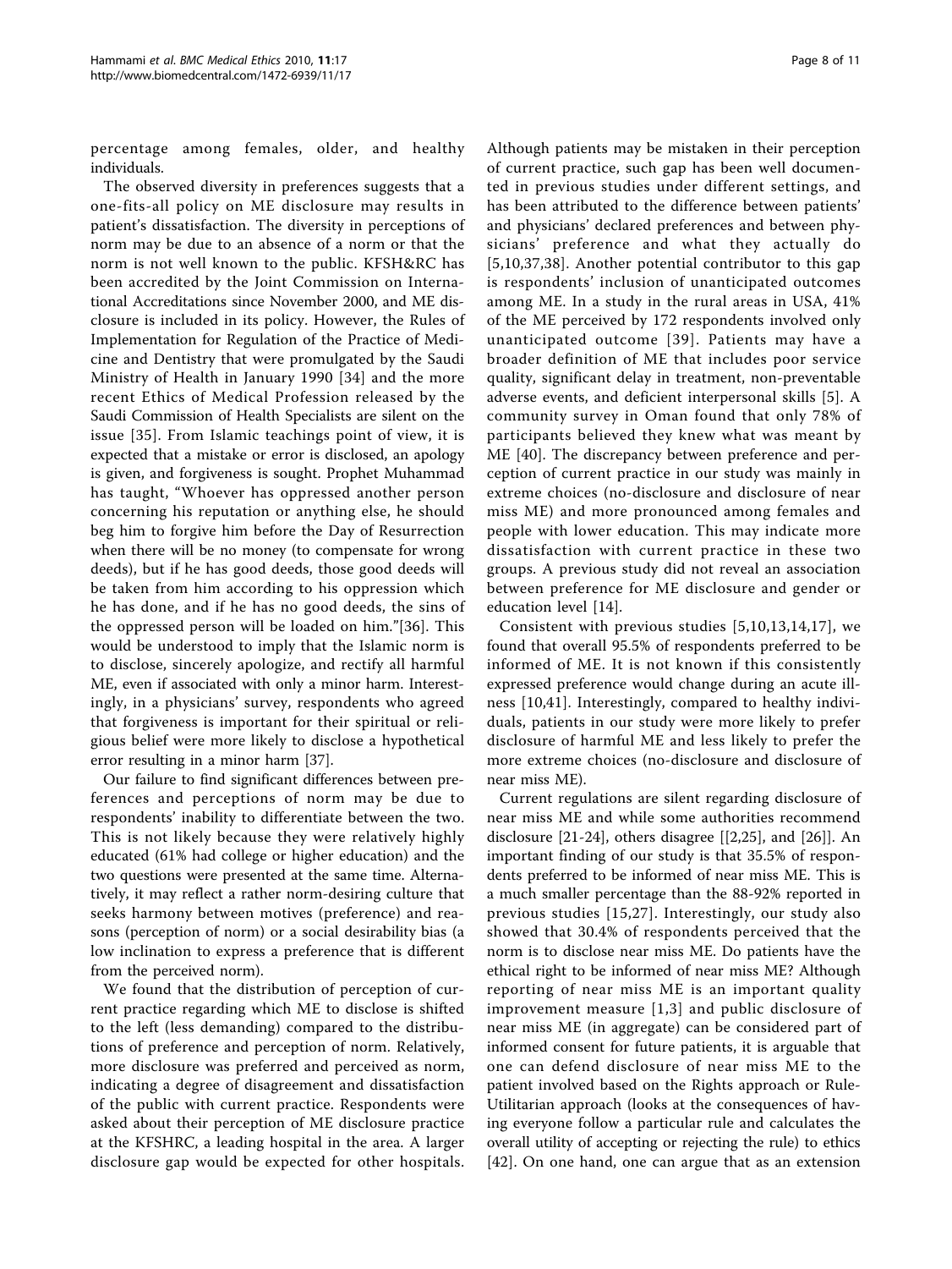percentage among females, older, and healthy individuals.

The observed diversity in preferences suggests that a one-fits-all policy on ME disclosure may results in patient's dissatisfaction. The diversity in perceptions of norm may be due to an absence of a norm or that the norm is not well known to the public. KFSH&RC has been accredited by the Joint Commission on International Accreditations since November 2000, and ME disclosure is included in its policy. However, the Rules of Implementation for Regulation of the Practice of Medicine and Dentistry that were promulgated by the Saudi Ministry of Health in January 1990 [34] and the more recent Ethics of Medical Profession released by the Saudi Commission of Health Specialists are silent on the issue [35]. From Islamic teachings point of view, it is expected that a mistake or error is disclosed, an apology is given, and forgiveness is sought. Prophet Muhammad has taught, "Whoever has oppressed another person concerning his reputation or anything else, he should beg him to forgive him before the Day of Resurrection when there will be no money (to compensate for wrong deeds), but if he has good deeds, those good deeds will be taken from him according to his oppression which he has done, and if he has no good deeds, the sins of the oppressed person will be loaded on him."[36]. This would be understood to imply that the Islamic norm is to disclose, sincerely apologize, and rectify all harmful ME, even if associated with only a minor harm. Interestingly, in a physicians' survey, respondents who agreed that forgiveness is important for their spiritual or religious belief were more likely to disclose a hypothetical error resulting in a minor harm [37].

Our failure to find significant differences between preferences and perceptions of norm may be due to respondents' inability to differentiate between the two. This is not likely because they were relatively highly educated (61% had college or higher education) and the two questions were presented at the same time. Alternatively, it may reflect a rather norm-desiring culture that seeks harmony between motives (preference) and reasons (perception of norm) or a social desirability bias (a low inclination to express a preference that is different from the perceived norm).

We found that the distribution of perception of current practice regarding which ME to disclose is shifted to the left (less demanding) compared to the distributions of preference and perception of norm. Relatively, more disclosure was preferred and perceived as norm, indicating a degree of disagreement and dissatisfaction of the public with current practice. Respondents were asked about their perception of ME disclosure practice at the KFSHRC, a leading hospital in the area. A larger disclosure gap would be expected for other hospitals. Although patients may be mistaken in their perception of current practice, such gap has been well documented in previous studies under different settings, and has been attributed to the difference between patients' and physicians' declared preferences and between physicians' preference and what they actually do [5,10,37,38]. Another potential contributor to this gap is respondents' inclusion of unanticipated outcomes among ME. In a study in the rural areas in USA, 41% of the ME perceived by 172 respondents involved only unanticipated outcome [39]. Patients may have a broader definition of ME that includes poor service quality, significant delay in treatment, non-preventable adverse events, and deficient interpersonal skills [5]. A community survey in Oman found that only 78% of participants believed they knew what was meant by ME [40]. The discrepancy between preference and perception of current practice in our study was mainly in extreme choices (no-disclosure and disclosure of near miss ME) and more pronounced among females and people with lower education. This may indicate more dissatisfaction with current practice in these two groups. A previous study did not reveal an association between preference for ME disclosure and gender or education level [14].

Consistent with previous studies [5,10,13,14,17], we found that overall 95.5% of respondents preferred to be informed of ME. It is not known if this consistently expressed preference would change during an acute illness [10,41]. Interestingly, compared to healthy individuals, patients in our study were more likely to prefer disclosure of harmful ME and less likely to prefer the more extreme choices (no-disclosure and disclosure of near miss ME).

Current regulations are silent regarding disclosure of near miss ME and while some authorities recommend disclosure [21-24], others disagree [[2,25], and [26]]. An important finding of our study is that 35.5% of respondents preferred to be informed of near miss ME. This is a much smaller percentage than the 88-92% reported in previous studies [15,27]. Interestingly, our study also showed that 30.4% of respondents perceived that the norm is to disclose near miss ME. Do patients have the ethical right to be informed of near miss ME? Although reporting of near miss ME is an important quality improvement measure [1,3] and public disclosure of near miss ME (in aggregate) can be considered part of informed consent for future patients, it is arguable that one can defend disclosure of near miss ME to the patient involved based on the Rights approach or Rule-Utilitarian approach (looks at the consequences of having everyone follow a particular rule and calculates the overall utility of accepting or rejecting the rule) to ethics [42]. On one hand, one can argue that as an extension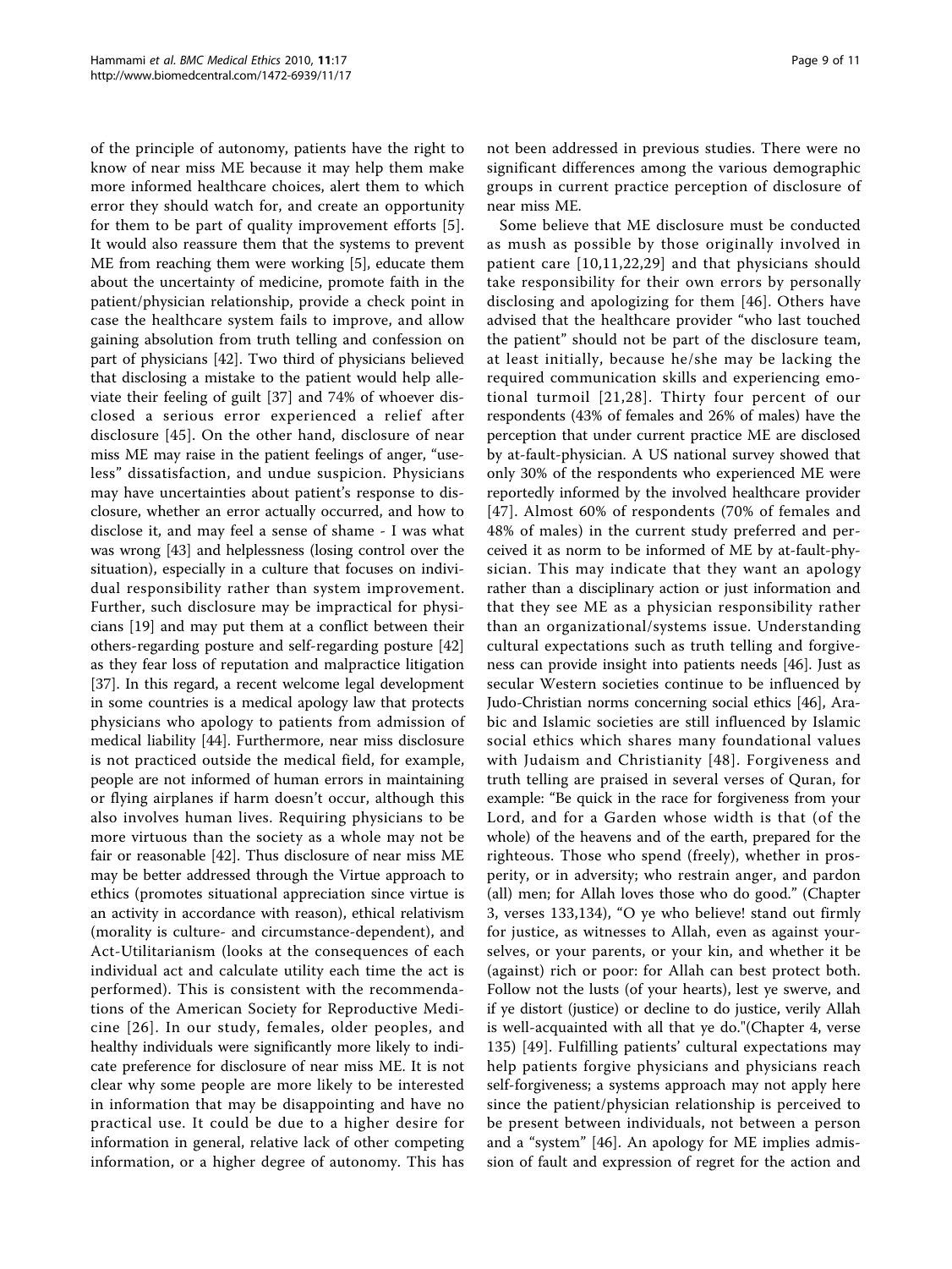of the principle of autonomy, patients have the right to know of near miss ME because it may help them make more informed healthcare choices, alert them to which error they should watch for, and create an opportunity for them to be part of quality improvement efforts [5]. It would also reassure them that the systems to prevent ME from reaching them were working [5], educate them about the uncertainty of medicine, promote faith in the patient/physician relationship, provide a check point in case the healthcare system fails to improve, and allow gaining absolution from truth telling and confession on part of physicians [42]. Two third of physicians believed that disclosing a mistake to the patient would help alleviate their feeling of guilt [37] and 74% of whoever disclosed a serious error experienced a relief after disclosure [45]. On the other hand, disclosure of near miss ME may raise in the patient feelings of anger, "useless" dissatisfaction, and undue suspicion. Physicians may have uncertainties about patient's response to disclosure, whether an error actually occurred, and how to disclose it, and may feel a sense of shame - I was what was wrong [43] and helplessness (losing control over the situation), especially in a culture that focuses on individual responsibility rather than system improvement. Further, such disclosure may be impractical for physicians [19] and may put them at a conflict between their others-regarding posture and self-regarding posture [42] as they fear loss of reputation and malpractice litigation [37]. In this regard, a recent welcome legal development in some countries is a medical apology law that protects physicians who apology to patients from admission of medical liability [44]. Furthermore, near miss disclosure is not practiced outside the medical field, for example, people are not informed of human errors in maintaining or flying airplanes if harm doesn't occur, although this also involves human lives. Requiring physicians to be more virtuous than the society as a whole may not be fair or reasonable [42]. Thus disclosure of near miss ME may be better addressed through the Virtue approach to ethics (promotes situational appreciation since virtue is an activity in accordance with reason), ethical relativism (morality is culture- and circumstance-dependent), and Act-Utilitarianism (looks at the consequences of each individual act and calculate utility each time the act is performed). This is consistent with the recommendations of the American Society for Reproductive Medicine [26]. In our study, females, older peoples, and healthy individuals were significantly more likely to indicate preference for disclosure of near miss ME. It is not clear why some people are more likely to be interested in information that may be disappointing and have no practical use. It could be due to a higher desire for information in general, relative lack of other competing information, or a higher degree of autonomy. This has not been addressed in previous studies. There were no significant differences among the various demographic groups in current practice perception of disclosure of near miss ME.

Some believe that ME disclosure must be conducted as mush as possible by those originally involved in patient care [10,11,22,29] and that physicians should take responsibility for their own errors by personally disclosing and apologizing for them [46]. Others have advised that the healthcare provider "who last touched the patient" should not be part of the disclosure team, at least initially, because he/she may be lacking the required communication skills and experiencing emotional turmoil [21,28]. Thirty four percent of our respondents (43% of females and 26% of males) have the perception that under current practice ME are disclosed by at-fault-physician. A US national survey showed that only 30% of the respondents who experienced ME were reportedly informed by the involved healthcare provider [47]. Almost 60% of respondents (70% of females and 48% of males) in the current study preferred and perceived it as norm to be informed of ME by at-fault-physician. This may indicate that they want an apology rather than a disciplinary action or just information and that they see ME as a physician responsibility rather than an organizational/systems issue. Understanding cultural expectations such as truth telling and forgiveness can provide insight into patients needs [46]. Just as secular Western societies continue to be influenced by Judo-Christian norms concerning social ethics [46], Arabic and Islamic societies are still influenced by Islamic social ethics which shares many foundational values with Judaism and Christianity [48]. Forgiveness and truth telling are praised in several verses of Quran, for example: "Be quick in the race for forgiveness from your Lord, and for a Garden whose width is that (of the whole) of the heavens and of the earth, prepared for the righteous. Those who spend (freely), whether in prosperity, or in adversity; who restrain anger, and pardon (all) men; for Allah loves those who do good." (Chapter 3, verses 133,134), "O ye who believe! stand out firmly for justice, as witnesses to Allah, even as against yourselves, or your parents, or your kin, and whether it be (against) rich or poor: for Allah can best protect both. Follow not the lusts (of your hearts), lest ye swerve, and if ye distort (justice) or decline to do justice, verily Allah is well-acquainted with all that ye do."(Chapter 4, verse 135) [49]. Fulfilling patients' cultural expectations may help patients forgive physicians and physicians reach self-forgiveness; a systems approach may not apply here since the patient/physician relationship is perceived to be present between individuals, not between a person and a "system" [46]. An apology for ME implies admission of fault and expression of regret for the action and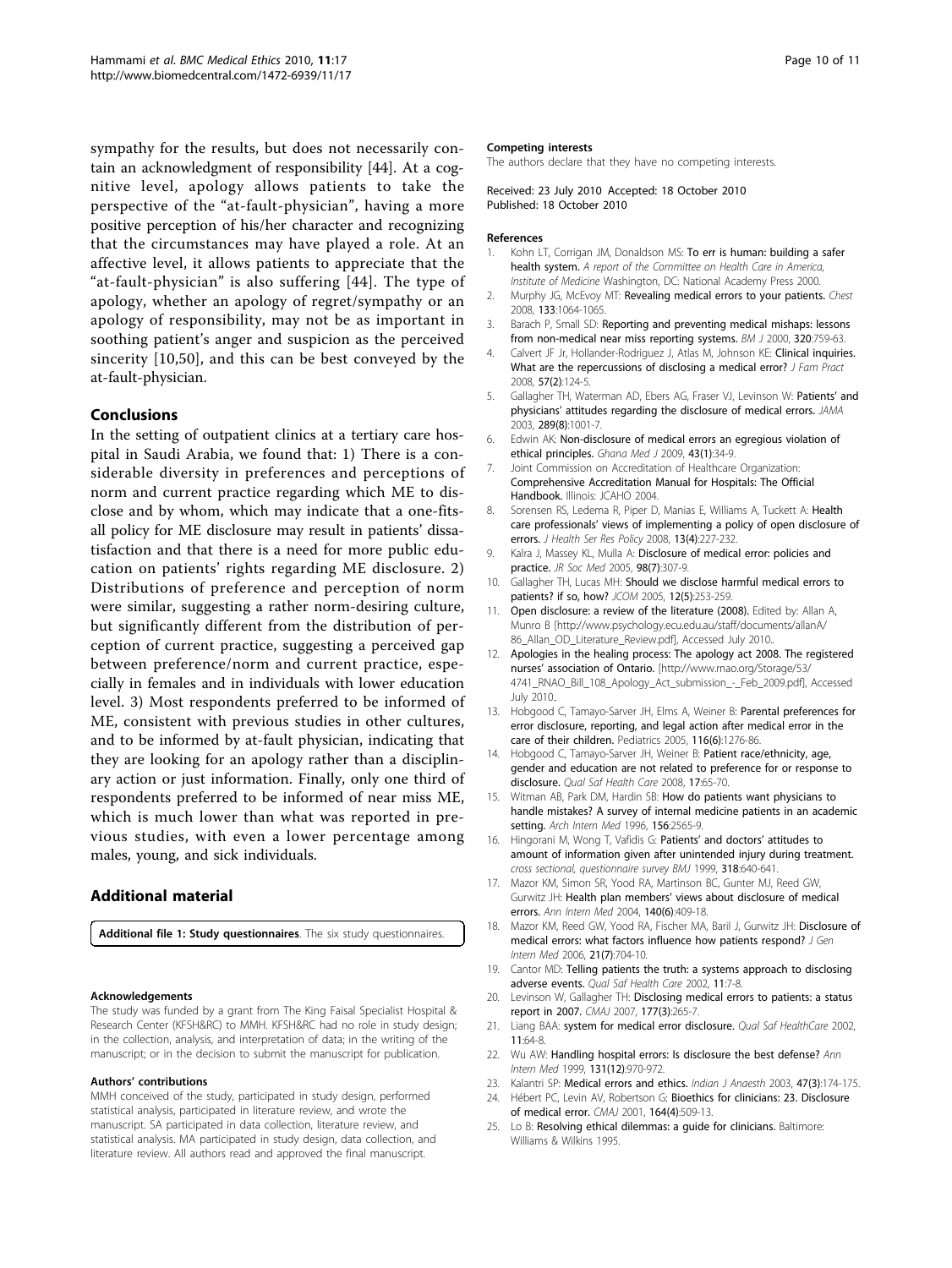sympathy for the results, but does not necessarily contain an acknowledgment of responsibility [44]. At a cognitive level, apology allows patients to take the perspective of the "at-fault-physician", having a more positive perception of his/her character and recognizing that the circumstances may have played a role. At an affective level, it allows patients to appreciate that the "at-fault-physician" is also suffering [44]. The type of apology, whether an apology of regret/sympathy or an apology of responsibility, may not be as important in soothing patient's anger and suspicion as the perceived sincerity [10,50], and this can be best conveyed by the at-fault-physician.

## Conclusions

In the setting of outpatient clinics at a tertiary care hospital in Saudi Arabia, we found that: 1) There is a considerable diversity in preferences and perceptions of norm and current practice regarding which ME to disclose and by whom, which may indicate that a one-fits-all policy for ME disclosure may result in patients' dissatisfaction and that there is a need for more public education on patients' rights regarding ME disclosure. 2) Distributions of preference and perception of norm were similar, suggesting a rather norm-desiring culture, but significantly different from the distribution of perception of current practice, suggesting a perceived gap between preference/norm and current practice, especially in females and in individuals with lower education level. 3) Most respondents preferred to be informed of ME, consistent with previous studies in other cultures, and to be informed by at-fault physician, indicating that they are looking for an apology rather than a disciplinary action or just information. Finally, only one third of respondents preferred to be informed of near miss ME, which is much lower than what was reported in previous studies, with even a lower percentage among males, young, and sick individuals.

## Additional material

**Additional file 1: Study questionnaires**. The six study questionnaires.

#### Acknowledgements

The study was funded by a grant from The King Faisal Specialist Hospital & Research Center (KFSH&RC) to MMH. KFSH&RC had no role in study design; in the collection, analysis, and interpretation of data; in the writing of the manuscript; or in the decision to submit the manuscript for publication.

#### Authors' contributions

MMH conceived of the study, participated in study design, performed statistical analysis, participated in literature review, and wrote the manuscript. SA participated in data collection, literature review, and statistical analysis. MA participated in study design, data collection, and literature review. All authors read and approved the final manuscript.

#### Competing interests

The authors declare that they have no competing interests.

Received: 23 July 2010 Accepted: 18 October 2010
Published: 18 October 2010

#### References

1. Kohn LT, Corrigan JM, Donaldson MS: **To err is human: building a safer health system.** *A report of the Committee on Health Care in America, Institute of Medicine* Washington, DC: National Academy Press 2000.
2. Murphy JG, McEvoy MT: **Revealing medical errors to your patients.** *Chest* 2008, **133**:1064-1065.
3. Barach P, Small SD: **Reporting and preventing medical mishaps: lessons from non-medical near miss reporting systems.** *BM J* 2000, **320**:759-63.
4. Calvert JF Jr, Hollander-Rodriguez J, Atlas M, Johnson KE: **Clinical inquiries. What are the repercussions of disclosing a medical error?** *J Fam Pract* 2008, **57(2)**:124-5.
5. Gallagher TH, Waterman AD, Ebers AG, Fraser VJ, Levinson W: **Patients' and physicians' attitudes regarding the disclosure of medical errors.** *JAMA* 2003, **289(8)**:1001-7.
6. Edwin AK: **Non-disclosure of medical errors an egregious violation of ethical principles.** *Ghana Med J* 2009, **43(1)**:34-9.
7. Joint Commission on Accreditation of Healthcare Organization: **Comprehensive Accreditation Manual for Hospitals: The Official Handbook.** Illinois: JCAHO 2004.
8. Sorensen RS, Ledema R, Piper D, Manias E, Williams A, Tuckett A: **Health care professionals' views of implementing a policy of open disclosure of errors.** *J Health Ser Res Policy* 2008, **13(4)**:227-232.
9. Kalra J, Massey KL, Mulla A: **Disclosure of medical error: policies and practice.** *JR Soc Med* 2005, **98(7)**:307-9.
10. Gallagher TH, Lucas MH: **Should we disclose harmful medical errors to patients? if so, how?** *JCOM* 2005, **12(5)**:253-259.
11. **Open disclosure: a review of the literature (2008).** Edited by: Allan A, Munro B [http://www.psychology.ecu.edu.au/staff/documents/allanA/86_Allan_OD_Literature_Review.pdf], Accessed July 2010..
12. **Apologies in the healing process: The apology act 2008. The registered nurses' association of Ontario.** [http://www.rnao.org/Storage/53/4741_RNAO_Bill_108_Apology_Act_submission_-_Feb_2009.pdf], Accessed July 2010..
13. Hobgood C, Tamayo-Sarver JH, Elms A, Weiner B: **Parental preferences for error disclosure, reporting, and legal action after medical error in the care of their children.** *Pediatrics* 2005, **116(6)**:1276-86.
14. Hobgood C, Tamayo-Sarver JH, Weiner B: **Patient race/ethnicity, age, gender and education are not related to preference for or response to disclosure.** *Qual Saf Health Care* 2008, **17**:65-70.
15. Witman AB, Park DM, Hardin SB: **How do patients want physicians to handle mistakes? A survey of internal medicine patients in an academic setting.** *Arch Intern Med* 1996, **156**:2565-9.
16. Hingorani M, Wong T, Vafidis G: **Patients' and doctors' attitudes to amount of information given after unintended injury during treatment.** *cross sectional, questionnaire survey BMJ* 1999, **318**:640-641.
17. Mazor KM, Simon SR, Yood RA, Martinson BC, Gunter MJ, Reed GW, Gurwitz JH: **Health plan members' views about disclosure of medical errors.** *Ann Intern Med* 2004, **140(6)**:409-18.
18. Mazor KM, Reed GW, Yood RA, Fischer MA, Baril J, Gurwitz JH: **Disclosure of medical errors: what factors influence how patients respond?** *J Gen Intern Med* 2006, **21(7)**:704-10.
19. Cantor MD: **Telling patients the truth: a systems approach to disclosing adverse events.** *Qual Saf Health Care* 2002, **11**:7-8.
20. Levinson W, Gallagher TH: **Disclosing medical errors to patients: a status report in 2007.** *CMAJ* 2007, **177(3)**:265-7.
21. Liang BAA: **system for medical error disclosure.** *Qual Saf HealthCare* 2002, **11**:64-8.
22. Wu AW: **Handling hospital errors: Is disclosure the best defense?** *Ann Intern Med* 1999, **131(12)**:970-972.
23. Kalantri SP: **Medical errors and ethics.** *Indian J Anaesth* 2003, **47(3)**:174-175.
24. Hébert PC, Levin AV, Robertson G: **Bioethics for clinicians: 23. Disclosure of medical error.** *CMAJ* 2001, **164(4)**:509-13.
25. Lo B: **Resolving ethical dilemmas: a guide for clinicians.** Baltimore: Williams & Wilkins 1995.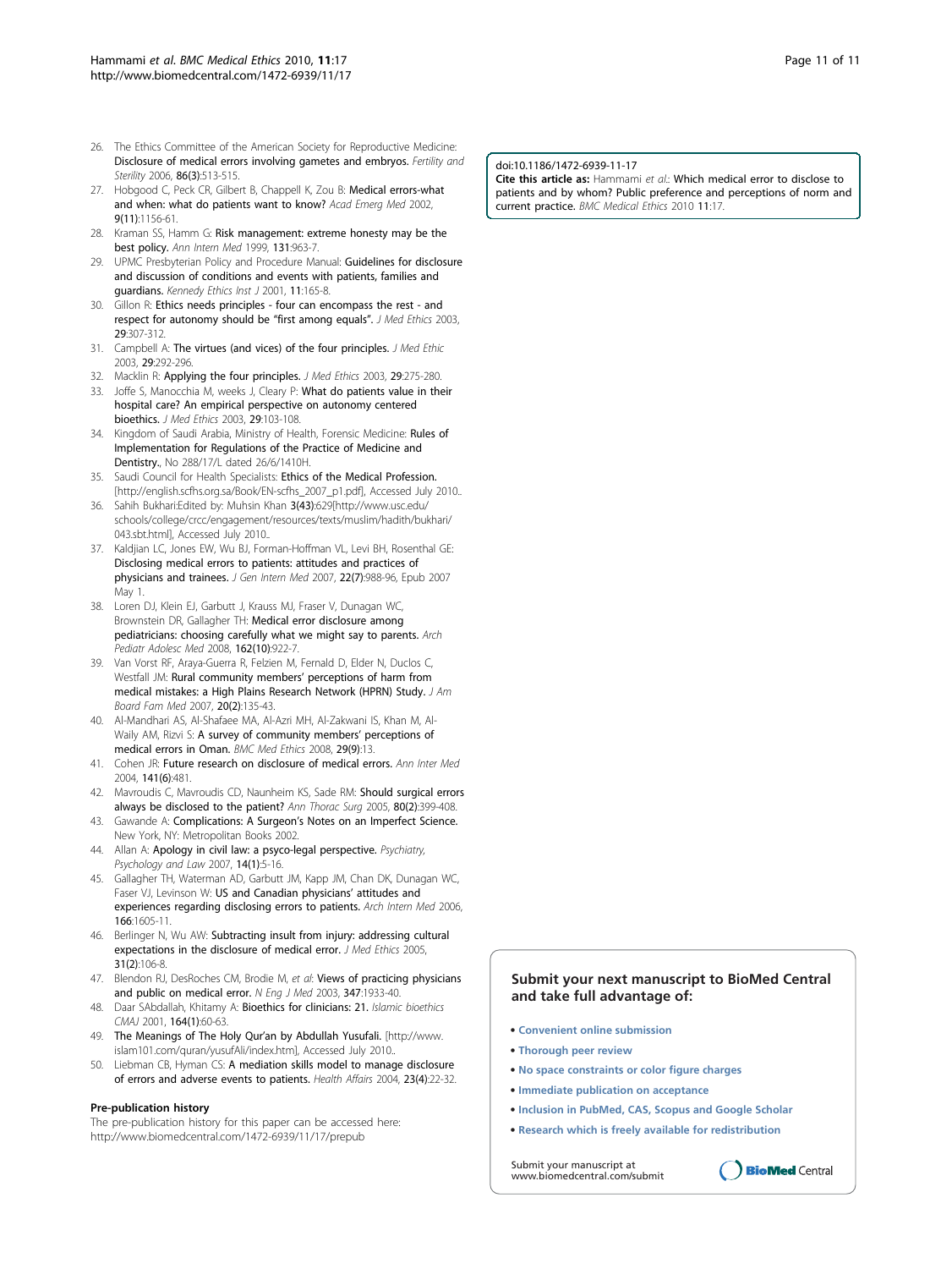26. The Ethics Committee of the American Society for Reproductive Medicine: **Disclosure of medical errors involving gametes and embryos.** *Fertility and Sterility* 2006, **86(3)**:513-515.
27. Hobgood C, Peck CR, Gilbert B, Chappell K, Zou B: **Medical errors-what and when: what do patients want to know?** *Acad Emerg Med* 2002, **9(11)**:1156-61.
28. Kraman SS, Hamm G: **Risk management: extreme honesty may be the best policy.** *Ann Intern Med* 1999, **131**:963-7.
29. UPMC Presbyterian Policy and Procedure Manual: **Guidelines for disclosure and discussion of conditions and events with patients, families and guardians.** *Kennedy Ethics Inst J* 2001, **11**:165-8.
30. Gillon R: **Ethics needs principles - four can encompass the rest - and respect for autonomy should be "first among equals".** *J Med Ethics* 2003, **29**:307-312.
31. Campbell A: **The virtues (and vices) of the four principles.** *J Med Ethic* 2003, **29**:292-296.
32. Macklin R: **Applying the four principles.** *J Med Ethics* 2003, **29**:275-280.
33. Joffe S, Manocchia M, weeks J, Cleary P: **What do patients value in their hospital care? An empirical perspective on autonomy centered bioethics.** *J Med Ethics* 2003, **29**:103-108.
34. Kingdom of Saudi Arabia, Ministry of Health, Forensic Medicine: **Rules of Implementation for Regulations of the Practice of Medicine and Dentistry.**, No 288/17/L dated 26/6/1410H.
35. Saudi Council for Health Specialists: **Ethics of the Medical Profession.** [http://english.scfhs.org.sa/Book/EN-scfhs_2007_p1.pdf], Accessed July 2010..
36. Sahih Bukhari:Edited by: Muhsin Khan **3(43)**:629[http://www.usc.edu/schools/college/crcc/engagement/resources/texts/muslim/hadith/bukhari/043.sbt.html], Accessed July 2010..
37. Kaldjian LC, Jones EW, Wu BJ, Forman-Hoffman VL, Levi BH, Rosenthal GE: **Disclosing medical errors to patients: attitudes and practices of physicians and trainees.** *J Gen Intern Med* 2007, **22(7)**:988-96, Epub 2007 May 1.
38. Loren DJ, Klein EJ, Garbutt J, Krauss MJ, Fraser V, Dunagan WC, Brownstein DR, Gallagher TH: **Medical error disclosure among pediatricians: choosing carefully what we might say to parents.** *Arch Pediatr Adolesc Med* 2008, **162(10)**:922-7.
39. Van Vorst RF, Araya-Guerra R, Felzien M, Fernald D, Elder N, Duclos C, Westfall JM: **Rural community members' perceptions of harm from medical mistakes: a High Plains Research Network (HPRN) Study.** *J Am Board Fam Med* 2007, **20(2)**:135-43.
40. Al-Mandhari AS, Al-Shafaee MA, Al-Azri MH, Al-Zakwani IS, Khan M, Al-Waily AM, Rizvi S: **A survey of community members' perceptions of medical errors in Oman.** *BMC Med Ethics* 2008, **29(9)**:13.
41. Cohen JR: **Future research on disclosure of medical errors.** *Ann Inter Med* 2004, **141(6)**:481.
42. Mavroudis C, Mavroudis CD, Naunheim KS, Sade RM: **Should surgical errors always be disclosed to the patient?** *Ann Thorac Surg* 2005, **80(2)**:399-408.
43. Gawande A: **Complications: A Surgeon's Notes on an Imperfect Science.** New York, NY: Metropolitan Books 2002.
44. Allan A: **Apology in civil law: a psyco-legal perspective.** *Psychiatry, Psychology and Law* 2007, **14(1)**:5-16.
45. Gallagher TH, Waterman AD, Garbutt JM, Kapp JM, Chan DK, Dunagan WC, Faser VJ, Levinson W: **US and Canadian physicians' attitudes and experiences regarding disclosing errors to patients.** *Arch Intern Med* 2006, **166**:1605-11.
46. Berlinger N, Wu AW: **Subtracting insult from injury: addressing cultural expectations in the disclosure of medical error.** *J Med Ethics* 2005, **31(2)**:106-8.
47. Blendon RJ, DesRoches CM, Brodie M, *et al*: **Views of practicing physicians and public on medical error.** *N Eng J Med* 2003, **347**:1933-40.
48. Daar SAbdallah, Khitamy A: **Bioethics for clinicians: 21.** *Islamic bioethics CMAJ* 2001, **164(1)**:60-63.
49. **The Meanings of The Holy Qur'an by Abdullah Yusufali.** [http://www.islam101.com/quran/yusufAli/index.htm], Accessed July 2010..
50. Liebman CB, Hyman CS: **A mediation skills model to manage disclosure of errors and adverse events to patients.** *Health Affairs* 2004, **23(4)**:22-32.

### Pre-publication history

The pre-publication history for this paper can be accessed here: http://www.biomedcentral.com/1472-6939/11/17/prepub

doi:10.1186/1472-6939-11-17

**Cite this article as:** Hammami *et al.*: Which medical error to disclose to patients and by whom? Public preference and perceptions of norm and current practice. *BMC Medical Ethics* 2010 **11**:17.

**Submit your next manuscript to BioMed Central and take full advantage of:**

- **Convenient online submission**
- **Thorough peer review**
- **No space constraints or color figure charges**
- **Immediate publication on acceptance**
- **Inclusion in PubMed, CAS, Scopus and Google Scholar**
- **Research which is freely available for redistribution**

Submit your manuscript at
www.biomedcentral.com/submit

BioMed Central